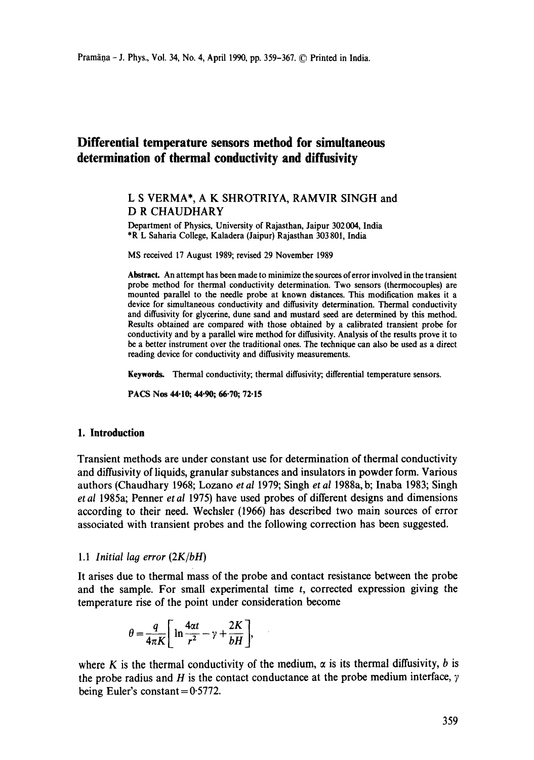# Differential temperature sensors method for simultaneous determination of thermal conductivity and diffusivity

L S VERMA*, A K SHROTRIYA, RAMVIR SINGH and D R CHAUDHARY

Department of Physics, University of Rajasthan, Jaipur 302004, India
*R L Saharia College, Kaladera (Jaipur) Rajasthan 303801, India

MS received 17 August 1989; revised 29 November 1989

**Abstract.** An attempt has been made to minimize the sources of error involved in the transient probe method for thermal conductivity determination. Two sensors (thermocouples) are mounted parallel to the needle probe at known distances. This modification makes it a device for simultaneous conductivity and diffusivity determination. Thermal conductivity and diffusivity for glycerine, dune sand and mustard seed are determined by this method. Results obtained are compared with those obtained by a calibrated transient probe for conductivity and by a parallel wire method for diffusivity. Analysis of the results prove it to be a better instrument over the traditional ones. The technique can also be used as a direct reading device for conductivity and diffusivity measurements.

**Keywords.** Thermal conductivity; thermal diffusivity; differential temperature sensors.

**PACS Nos** 44·10; 44·90; 66·70; 72·15

## 1. Introduction

Transient methods are under constant use for determination of thermal conductivity and diffusivity of liquids, granular substances and insulators in powder form. Various authors (Chaudhary 1968; Lozano *et al* 1979; Singh *et al* 1988a, b; Inaba 1983; Singh *et al* 1985a; Penner *et al* 1975) have used probes of different designs and dimensions according to their need. Wechsler (1966) has described two main sources of error associated with transient probes and the following correction has been suggested.

### 1.1 *Initial lag error* $(2K/bH)$

It arises due to thermal mass of the probe and contact resistance between the probe and the sample. For small experimental time $t$, corrected expression giving the temperature rise of the point under consideration become

$$\theta = \frac{q}{4\pi K}\left[\ln\frac{4\alpha t}{r^2} - \gamma + \frac{2K}{bH}\right],$$

where $K$ is the thermal conductivity of the medium, $\alpha$ is its thermal diffusivity, $b$ is the probe radius and $H$ is the contact conductance at the probe medium interface, $\gamma$ being Euler's constant $= 0{\cdot}5772$.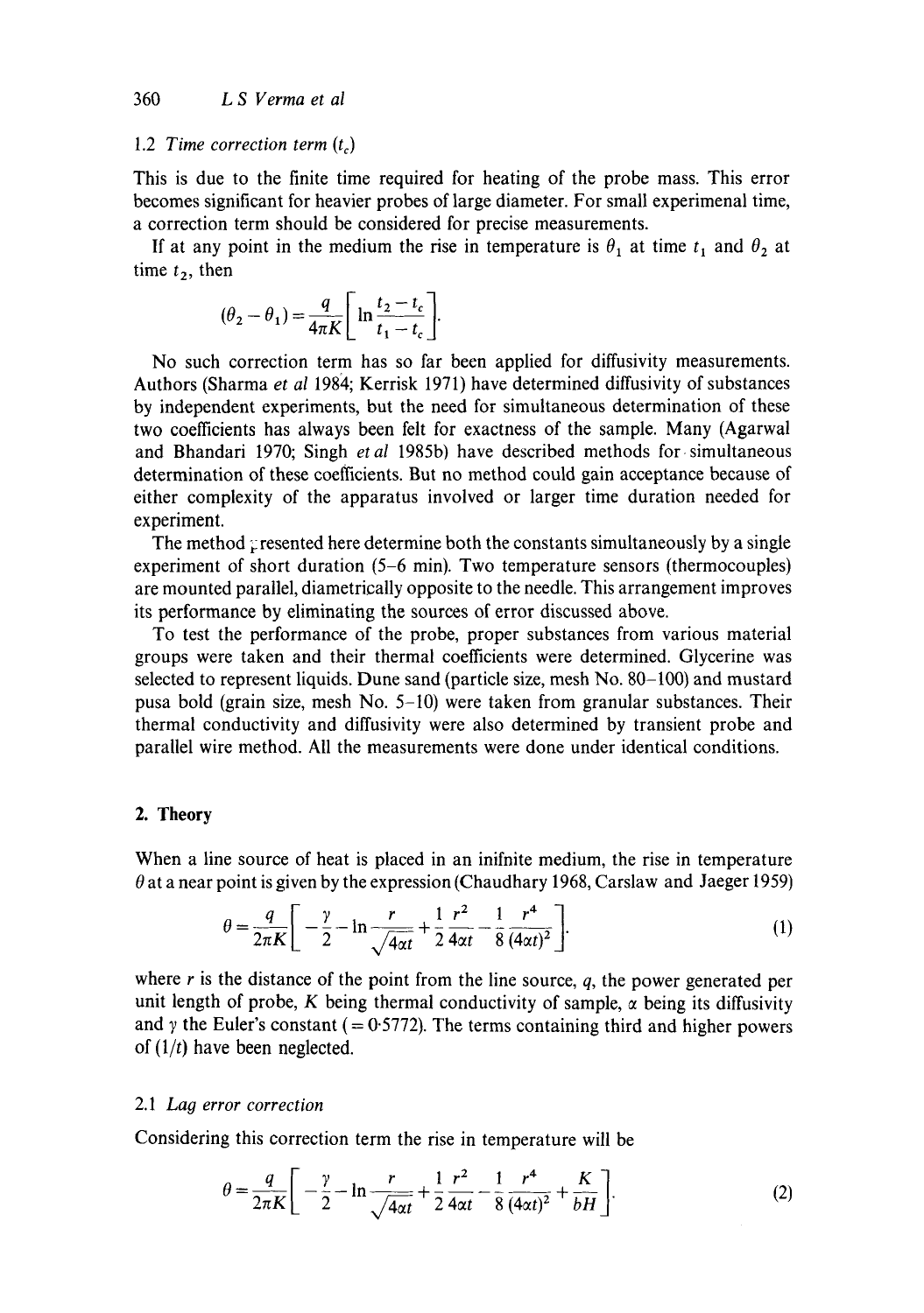### 1.2 *Time correction term* ($t_c$)

This is due to the finite time required for heating of the probe mass. This error becomes significant for heavier probes of large diameter. For small experimenal time, a correction term should be considered for precise measurements.

If at any point in the medium the rise in temperature is $\theta_1$ at time $t_1$ and $\theta_2$ at time $t_2$, then

$$(\theta_2 - \theta_1) = \frac{q}{4\pi K}\left[\ln\frac{t_2 - t_c}{t_1 - t_c}\right].$$

No such correction term has so far been applied for diffusivity measurements. Authors (Sharma *et al* 1984; Kerrisk 1971) have determined diffusivity of substances by independent experiments, but the need for simultaneous determination of these two coefficients has always been felt for exactness of the sample. Many (Agarwal and Bhandari 1970; Singh *et al* 1985b) have described methods for simultaneous determination of these coefficients. But no method could gain acceptance because of either complexity of the apparatus involved or larger time duration needed for experiment.

The method presented here determine both the constants simultaneously by a single experiment of short duration (5–6 min). Two temperature sensors (thermocouples) are mounted parallel, diametrically opposite to the needle. This arrangement improves its performance by eliminating the sources of error discussed above.

To test the performance of the probe, proper substances from various material groups were taken and their thermal coefficients were determined. Glycerine was selected to represent liquids. Dune sand (particle size, mesh No. 80–100) and mustard pusa bold (grain size, mesh No. 5–10) were taken from granular substances. Their thermal conductivity and diffusivity were also determined by transient probe and parallel wire method. All the measurements were done under identical conditions.

## 2. Theory

When a line source of heat is placed in an inifnite medium, the rise in temperature $\theta$ at a near point is given by the expression (Chaudhary 1968, Carslaw and Jaeger 1959)

$$\theta = \frac{q}{2\pi K}\left[-\frac{\gamma}{2} - \ln\frac{r}{\sqrt{4\alpha t}} + \frac{1}{2}\frac{r^2}{4\alpha t} - \frac{1}{8}\frac{r^4}{(4\alpha t)^2}\right]. \tag{1}$$

where $r$ is the distance of the point from the line source, $q$, the power generated per unit length of probe, $K$ being thermal conductivity of sample, $\alpha$ being its diffusivity and $\gamma$ the Euler's constant ($= 0.5772$). The terms containing third and higher powers of $(1/t)$ have been neglected.

### 2.1 *Lag error correction*

Considering this correction term the rise in temperature will be

$$\theta = \frac{q}{2\pi K}\left[-\frac{\gamma}{2} - \ln\frac{r}{\sqrt{4\alpha t}} + \frac{1}{2}\frac{r^2}{4\alpha t} - \frac{1}{8}\frac{r^4}{(4\alpha t)^2} + \frac{K}{bH}\right]. \tag{2}$$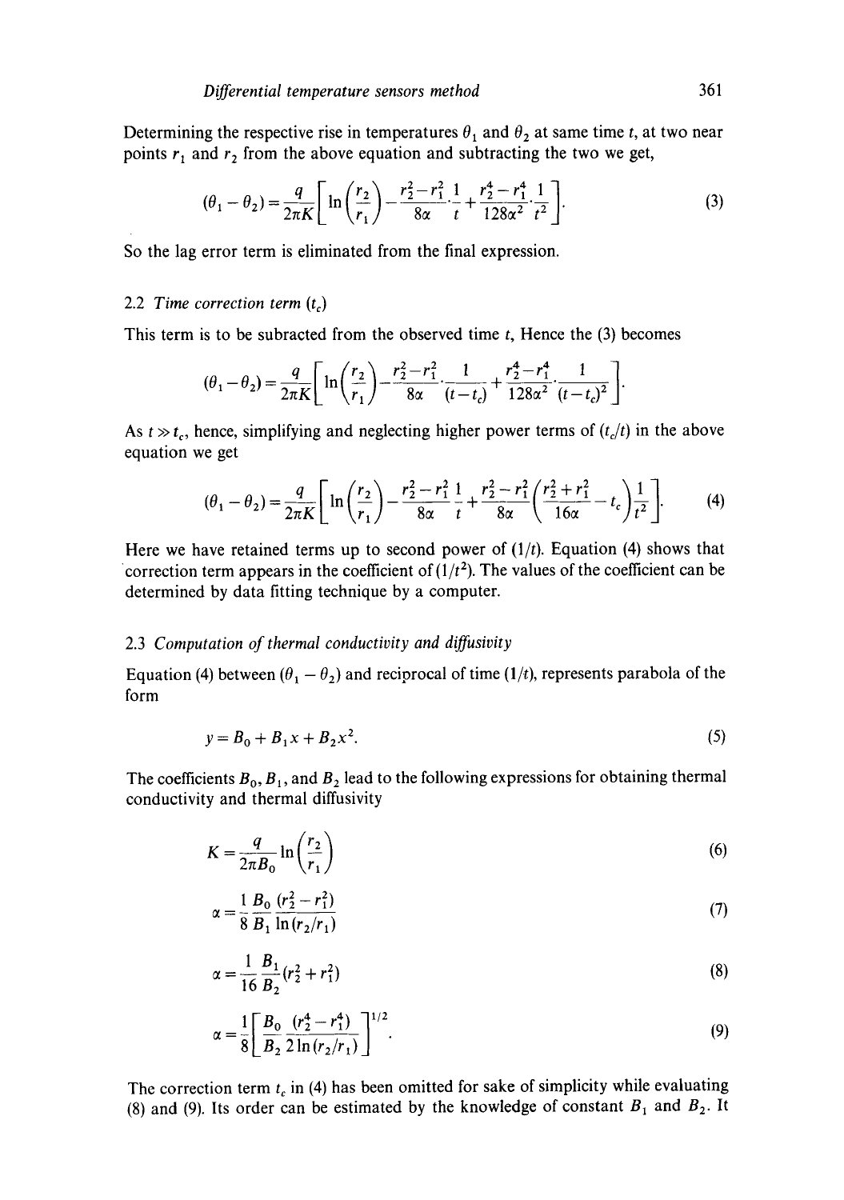Determining the respective rise in temperatures $\theta_1$ and $\theta_2$ at same time $t$, at two near points $r_1$ and $r_2$ from the above equation and subtracting the two we get,

$$(\theta_1 - \theta_2) = \frac{q}{2\pi K}\left[\ln\left(\frac{r_2}{r_1}\right) - \frac{r_2^2 - r_1^2}{8\alpha}\cdot\frac{1}{t} + \frac{r_2^4 - r_1^4}{128\alpha^2}\cdot\frac{1}{t^2}\right]. \tag{3}$$

So the lag error term is eliminated from the final expression.

## 2.2 *Time correction term* $(t_c)$

This term is to be subracted from the observed time $t$, Hence the (3) becomes

$$(\theta_1 - \theta_2) = \frac{q}{2\pi K}\left[\ln\left(\frac{r_2}{r_1}\right) - \frac{r_2^2 - r_1^2}{8\alpha}\cdot\frac{1}{(t - t_c)} + \frac{r_2^4 - r_1^4}{128\alpha^2}\cdot\frac{1}{(t - t_c)^2}\right].$$

As $t \gg t_c$, hence, simplifying and neglecting higher power terms of $(t_c/t)$ in the above equation we get

$$(\theta_1 - \theta_2) = \frac{q}{2\pi K}\left[\ln\left(\frac{r_2}{r_1}\right) - \frac{r_2^2 - r_1^2}{8\alpha}\frac{1}{t} + \frac{r_2^2 - r_1^2}{8\alpha}\left(\frac{r_2^2 + r_1^2}{16\alpha} - t_c\right)\frac{1}{t^2}\right]. \tag{4}$$

Here we have retained terms up to second power of $(1/t)$. Equation (4) shows that correction term appears in the coefficient of $(1/t^2)$. The values of the coefficient can be determined by data fitting technique by a computer.

## 2.3 *Computation of thermal conductivity and diffusivity*

Equation (4) between $(\theta_1 - \theta_2)$ and reciprocal of time $(1/t)$, represents parabola of the form

$$y = B_0 + B_1 x + B_2 x^2. \tag{5}$$

The coefficients $B_0$, $B_1$, and $B_2$ lead to the following expressions for obtaining thermal conductivity and thermal diffusivity

$$K = \frac{q}{2\pi B_0}\ln\left(\frac{r_2}{r_1}\right) \tag{6}$$

$$\alpha = \frac{1}{8}\frac{B_0}{B_1}\frac{(r_2^2 - r_1^2)}{\ln(r_2/r_1)} \tag{7}$$

$$\alpha = \frac{1}{16}\frac{B_1}{B_2}(r_2^2 + r_1^2) \tag{8}$$

$$\alpha = \frac{1}{8}\left[\frac{B_0}{B_2}\frac{(r_2^4 - r_1^4)}{2\ln(r_2/r_1)}\right]^{1/2}. \tag{9}$$

The correction term $t_c$ in (4) has been omitted for sake of simplicity while evaluating (8) and (9). Its order can be estimated by the knowledge of constant $B_1$ and $B_2$. It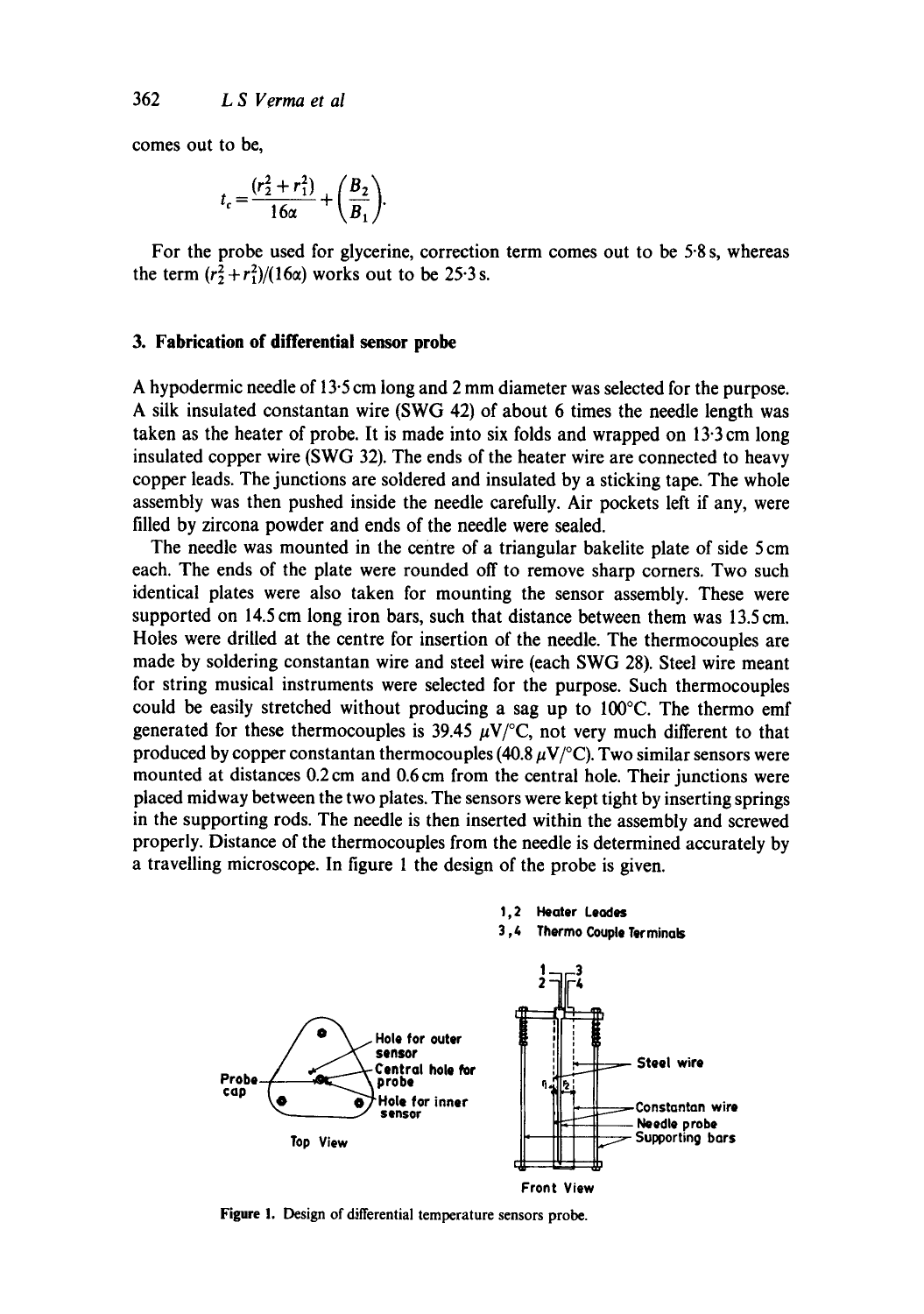comes out to be,

$$t_c = \frac{(r_2^2 + r_1^2)}{16\alpha} + \left(\frac{B_2}{B_1}\right).$$

For the probe used for glycerine, correction term comes out to be 5·8 s, whereas the term $(r_2^2 + r_1^2)/(16\alpha)$ works out to be 25·3 s.

## 3. Fabrication of differential sensor probe

A hypodermic needle of 13·5 cm long and 2 mm diameter was selected for the purpose. A silk insulated constantan wire (SWG 42) of about 6 times the needle length was taken as the heater of probe. It is made into six folds and wrapped on 13·3 cm long insulated copper wire (SWG 32). The ends of the heater wire are connected to heavy copper leads. The junctions are soldered and insulated by a sticking tape. The whole assembly was then pushed inside the needle carefully. Air pockets left if any, were filled by zircona powder and ends of the needle were sealed.

The needle was mounted in the centre of a triangular bakelite plate of side 5 cm each. The ends of the plate were rounded off to remove sharp corners. Two such identical plates were also taken for mounting the sensor assembly. These were supported on 14.5 cm long iron bars, such that distance between them was 13.5 cm. Holes were drilled at the centre for insertion of the needle. The thermocouples are made by soldering constantan wire and steel wire (each SWG 28). Steel wire meant for string musical instruments were selected for the purpose. Such thermocouples could be easily stretched without producing a sag up to 100°C. The thermo emf generated for these thermocouples is 39.45 $\mu$V/°C, not very much different to that produced by copper constantan thermocouples (40.8 $\mu$V/°C). Two similar sensors were mounted at distances 0.2 cm and 0.6 cm from the central hole. Their junctions were placed midway between the two plates. The sensors were kept tight by inserting springs in the supporting rods. The needle is then inserted within the assembly and screwed properly. Distance of the thermocouples from the needle is determined accurately by a travelling microscope. In figure 1 the design of the probe is given.

1, 2 Heater Leades
3, 4 Thermo Couple Terminals

Hole for outer sensor
Central hole for probe
Hole for inner sensor
Probe cap
Top View

1 2 3 4
$r_1$ $r_2$
Steel wire
Constantan wire
Needle probe
Supporting bars
Front View

**Figure 1.** Design of differential temperature sensors probe.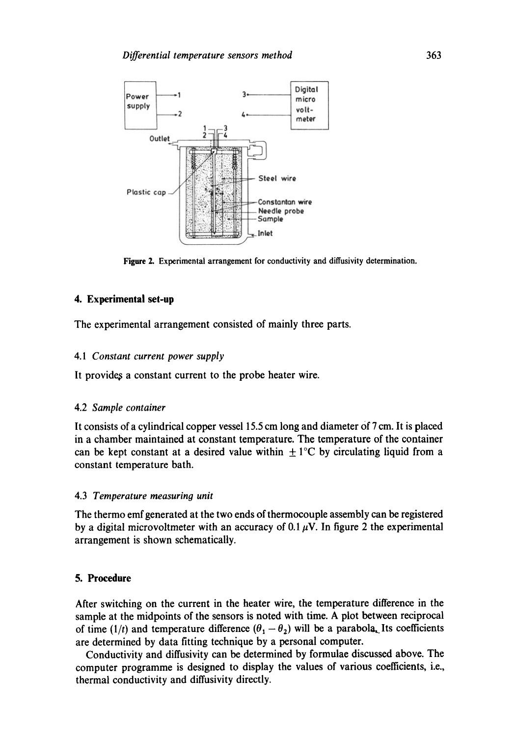Power supply

1

2

3

4

Digital micro volt-meter

Outlet

Plastic cap

Steel wire

Constantan wire

Needle probe

Sample

Inlet

**Figure 2.** Experimental arrangement for conductivity and diffusivity determination.

## 4. Experimental set-up

The experimental arrangement consisted of mainly three parts.

### 4.1 *Constant current power supply*

It provides a constant current to the probe heater wire.

### 4.2 *Sample container*

It consists of a cylindrical copper vessel 15.5 cm long and diameter of 7 cm. It is placed in a chamber maintained at constant temperature. The temperature of the container can be kept constant at a desired value within $\pm 1°C$ by circulating liquid from a constant temperature bath.

### 4.3 *Temperature measuring unit*

The thermo emf generated at the two ends of thermocouple assembly can be registered by a digital microvoltmeter with an accuracy of 0.1 $\mu V$. In figure 2 the experimental arrangement is shown schematically.

## 5. Procedure

After switching on the current in the heater wire, the temperature difference in the sample at the midpoints of the sensors is noted with time. A plot between reciprocal of time $(1/t)$ and temperature difference $(\theta_1 - \theta_2)$ will be a parabola. Its coefficients are determined by data fitting technique by a personal computer.

Conductivity and diffusivity can be determined by formulae discussed above. The computer programme is designed to display the values of various coefficients, i.e., thermal conductivity and diffusivity directly.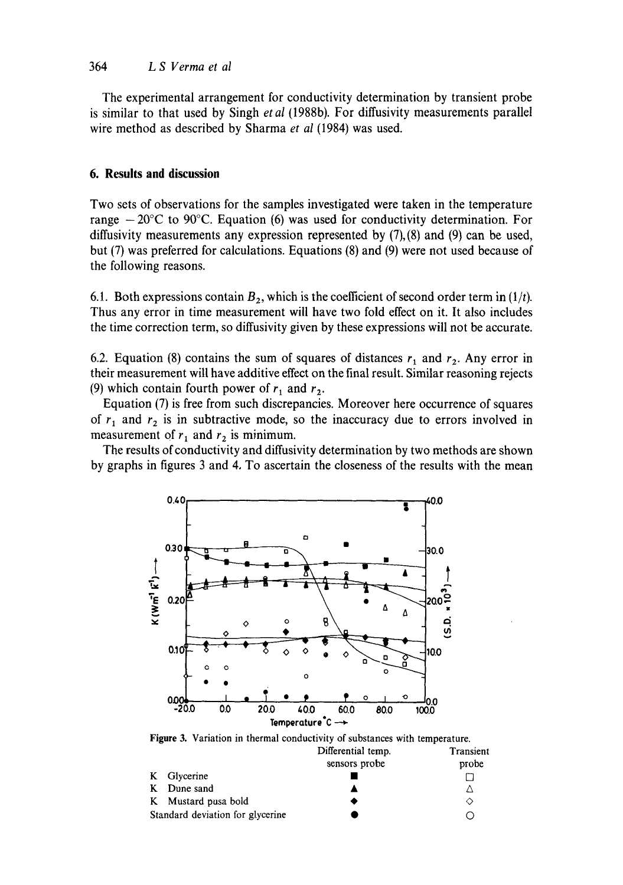The experimental arrangement for conductivity determination by transient probe is similar to that used by Singh *et al* (1988b). For diffusivity measurements parallel wire method as described by Sharma *et al* (1984) was used.

## 6. Results and discussion

Two sets of observations for the samples investigated were taken in the temperature range $-20°C$ to $90°C$. Equation (6) was used for conductivity determination. For diffusivity measurements any expression represented by (7), (8) and (9) can be used, but (7) was preferred for calculations. Equations (8) and (9) were not used because of the following reasons.

6.1. Both expressions contain $B_2$, which is the coefficient of second order term in $(1/t)$. Thus any error in time measurement will have two fold effect on it. It also includes the time correction term, so diffusivity given by these expressions will not be accurate.

6.2. Equation (8) contains the sum of squares of distances $r_1$ and $r_2$. Any error in their measurement will have additive effect on the final result. Similar reasoning rejects (9) which contain fourth power of $r_1$ and $r_2$.

Equation (7) is free from such discrepancies. Moreover here occurrence of squares of $r_1$ and $r_2$ is in subtractive mode, so the inaccuracy due to errors involved in measurement of $r_1$ and $r_2$ is minimum.

The results of conductivity and diffusivity determination by two methods are shown by graphs in figures 3 and 4. To ascertain the closeness of the results with the mean

K (Wm⁻¹ K⁻¹)
0.40
0.30
0.20
0.10
0.00
(S.D. × 10³)
40.0
30.0
20.0
10.0
0.0
-20.0 0.0 20.0 40.0 60.0 80.0 100.0
Temperature °C

Figure 3. Variation in thermal conductivity of substances with temperature.

| | Differential temp. sensors probe | Transient probe |
|---|---|---|
| K Glycerine | ■ | □ |
| K Dune sand | ▲ | △ |
| K Mustard pusa bold | ◆ | ◇ |
| Standard deviation for glycerine | ● | ○ |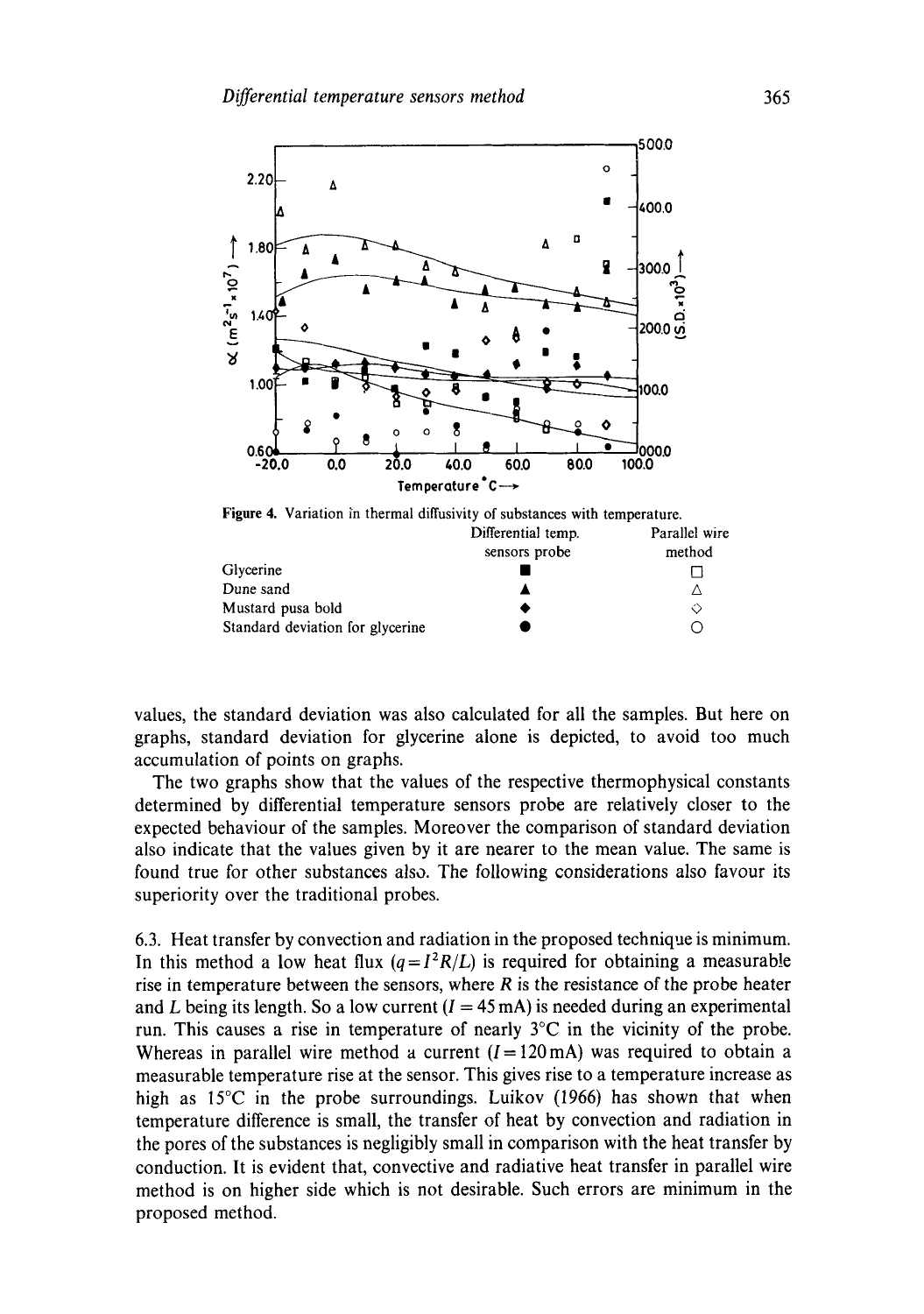Figure 4. Variation in thermal diffusivity of substances with temperature.

| | Differential temp. sensors probe | Parallel wire method |
|---|---|---|
| Glycerine | ■ | □ |
| Dune sand | ▲ | △ |
| Mustard pusa bold | ◆ | ◇ |
| Standard deviation for glycerine | ● | ○ |

values, the standard deviation was also calculated for all the samples. But here on graphs, standard deviation for glycerine alone is depicted, to avoid too much accumulation of points on graphs.

The two graphs show that the values of the respective thermophysical constants determined by differential temperature sensors probe are relatively closer to the expected behaviour of the samples. Moreover the comparison of standard deviation also indicate that the values given by it are nearer to the mean value. The same is found true for other substances also. The following considerations also favour its superiority over the traditional probes.

6.3. Heat transfer by convection and radiation in the proposed technique is minimum. In this method a low heat flux ($q = I^2R/L$) is required for obtaining a measurable rise in temperature between the sensors, where $R$ is the resistance of the probe heater and $L$ being its length. So a low current ($I = 45$ mA) is needed during an experimental run. This causes a rise in temperature of nearly 3°C in the vicinity of the probe. Whereas in parallel wire method a current ($I = 120$ mA) was required to obtain a measurable temperature rise at the sensor. This gives rise to a temperature increase as high as 15°C in the probe surroundings. Luikov (1966) has shown that when temperature difference is small, the transfer of heat by convection and radiation in the pores of the substances is negligibly small in comparison with the heat transfer by conduction. It is evident that, convective and radiative heat transfer in parallel wire method is on higher side which is not desirable. Such errors are minimum in the proposed method.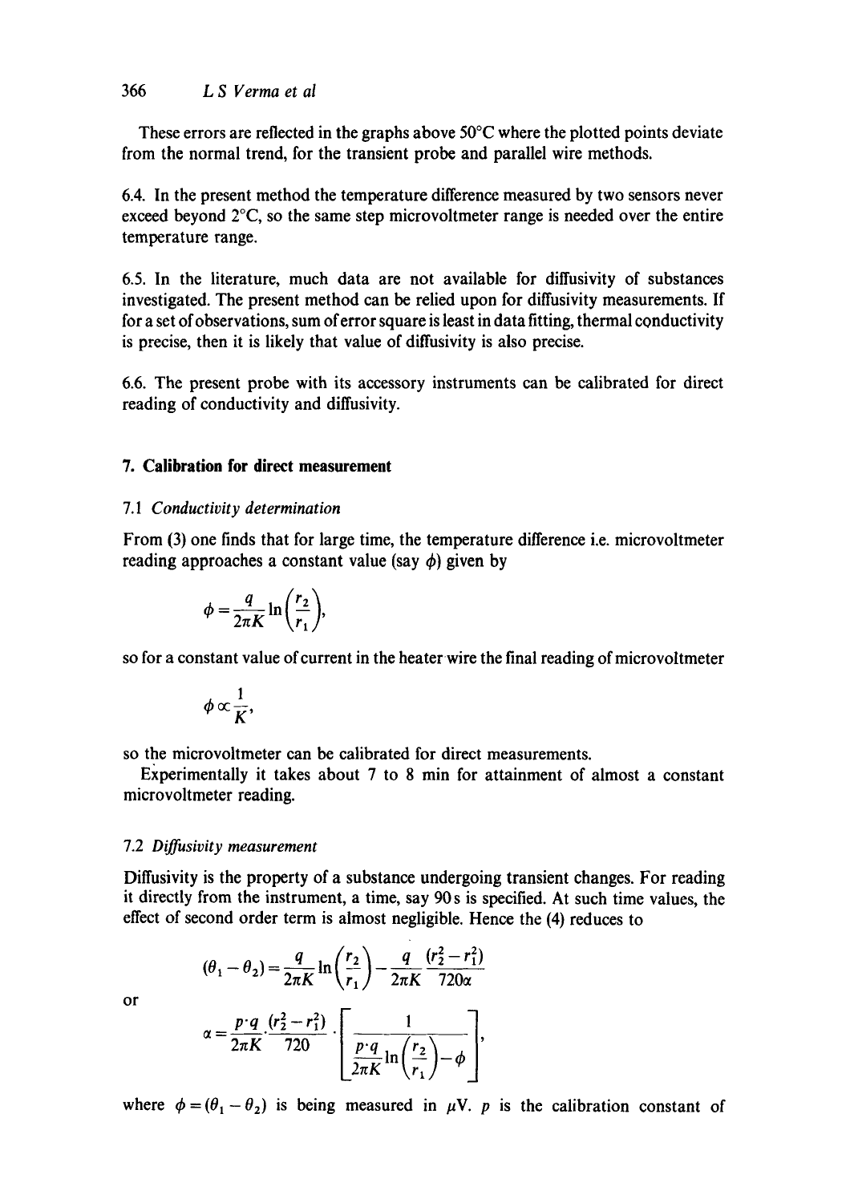These errors are reflected in the graphs above 50°C where the plotted points deviate from the normal trend, for the transient probe and parallel wire methods.

6.4. In the present method the temperature difference measured by two sensors never exceed beyond 2°C, so the same step microvoltmeter range is needed over the entire temperature range.

6.5. In the literature, much data are not available for diffusivity of substances investigated. The present method can be relied upon for diffusivity measurements. If for a set of observations, sum of error square is least in data fitting, thermal conductivity is precise, then it is likely that value of diffusivity is also precise.

6.6. The present probe with its accessory instruments can be calibrated for direct reading of conductivity and diffusivity.

## 7. Calibration for direct measurement

### 7.1 *Conductivity determination*

From (3) one finds that for large time, the temperature difference i.e. microvoltmeter reading approaches a constant value (say $\phi$) given by

$$\phi = \frac{q}{2\pi K} \ln\left(\frac{r_2}{r_1}\right),$$

so for a constant value of current in the heater wire the final reading of microvoltmeter

$$\phi \propto \frac{1}{K},$$

so the microvoltmeter can be calibrated for direct measurements.

Experimentally it takes about 7 to 8 min for attainment of almost a constant microvoltmeter reading.

### 7.2 *Diffusivity measurement*

Diffusivity is the property of a substance undergoing transient changes. For reading it directly from the instrument, a time, say 90 s is specified. At such time values, the effect of second order term is almost negligible. Hence the (4) reduces to

$$(\theta_1 - \theta_2) = \frac{q}{2\pi K} \ln\left(\frac{r_2}{r_1}\right) - \frac{q}{2\pi K} \frac{(r_2^2 - r_1^2)}{720\alpha}$$

or

$$\alpha = \frac{p \cdot q}{2\pi K} \cdot \frac{(r_2^2 - r_1^2)}{720} \cdot \left[ \frac{1}{\frac{p \cdot q}{2\pi K} \ln\left(\frac{r_2}{r_1}\right) - \phi} \right],$$

where $\phi = (\theta_1 - \theta_2)$ is being measured in $\mu$V. $p$ is the calibration constant of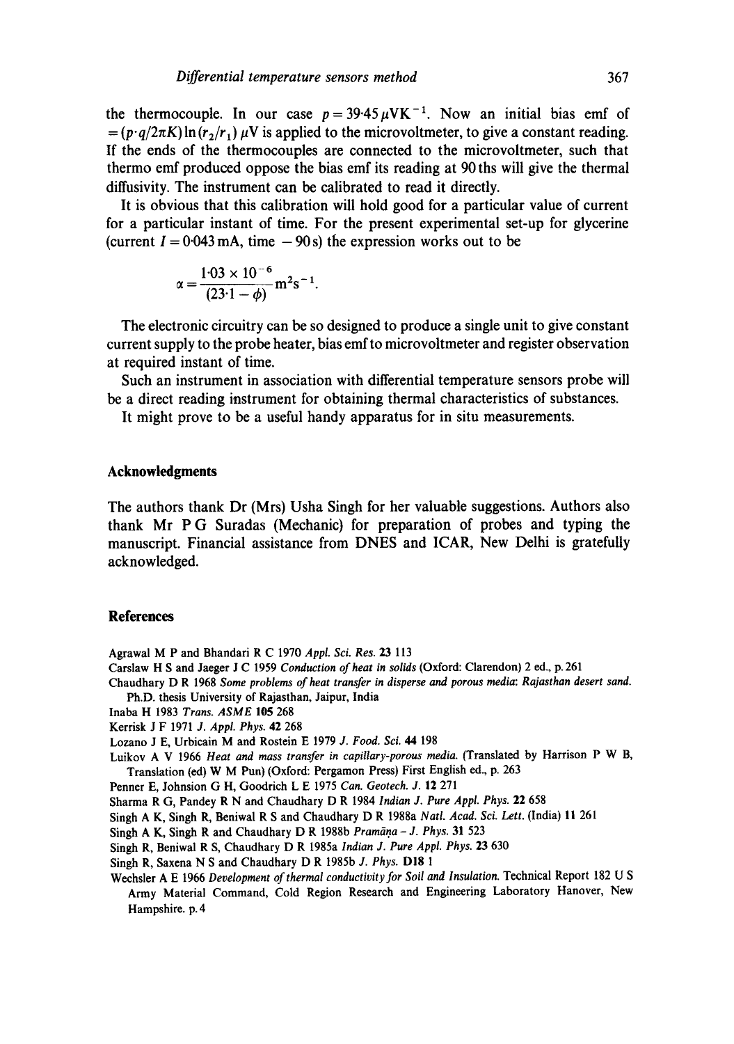the thermocouple. In our case $p = 39{\cdot}45\,\mu\text{VK}^{-1}$. Now an initial bias emf of $= (p \cdot q/2\pi K)\ln(r_2/r_1)\,\mu\text{V}$ is applied to the microvoltmeter, to give a constant reading. If the ends of the thermocouples are connected to the microvoltmeter, such that thermo emf produced oppose the bias emf its reading at 90 ths will give the thermal diffusivity. The instrument can be calibrated to read it directly.

It is obvious that this calibration will hold good for a particular value of current for a particular instant of time. For the present experimental set-up for glycerine (current $I = 0{\cdot}043$ mA, time $-$ 90 s) the expression works out to be

$$\alpha = \frac{1{\cdot}03 \times 10^{-6}}{(23{\cdot}1 - \phi)}\,\text{m}^2\text{s}^{-1}.$$

The electronic circuitry can be so designed to produce a single unit to give constant current supply to the probe heater, bias emf to microvoltmeter and register observation at required instant of time.

Such an instrument in association with differential temperature sensors probe will be a direct reading instrument for obtaining thermal characteristics of substances.

It might prove to be a useful handy apparatus for in situ measurements.

## Acknowledgments

The authors thank Dr (Mrs) Usha Singh for her valuable suggestions. Authors also thank Mr P G Suradas (Mechanic) for preparation of probes and typing the manuscript. Financial assistance from DNES and ICAR, New Delhi is gratefully acknowledged.

## References

Agrawal M P and Bhandari R C 1970 *Appl. Sci. Res.* **23** 113

Carslaw H S and Jaeger J C 1959 *Conduction of heat in solids* (Oxford: Clarendon) 2 ed., p. 261

Chaudhary D R 1968 *Some problems of heat transfer in disperse and porous media: Rajasthan desert sand.* Ph.D. thesis University of Rajasthan, Jaipur, India

Inaba H 1983 *Trans. ASME* **105** 268

Kerrisk J F 1971 *J. Appl. Phys.* **42** 268

Lozano J E, Urbicain M and Rostein E 1979 *J. Food. Sci.* **44** 198

Luikov A V 1966 *Heat and mass transfer in capillary-porous media.* (Translated by Harrison P W B, Translation (ed) W M Pun) (Oxford: Pergamon Press) First English ed., p. 263

Penner E, Johnsion G H, Goodrich L E 1975 *Can. Geotech. J.* **12** 271

Sharma R G, Pandey R N and Chaudhary D R 1984 *Indian J. Pure Appl. Phys.* **22** 658

Singh A K, Singh R, Beniwal R S and Chaudhary D R 1988a *Natl. Acad. Sci. Lett.* (India) **11** 261

Singh A K, Singh R and Chaudhary D R 1988b *Pramāṇa – J. Phys.* **31** 523

Singh R, Beniwal R S, Chaudhary D R 1985a *Indian J. Pure Appl. Phys.* **23** 630

Singh R, Saxena N S and Chaudhary D R 1985b *J. Phys.* **D18** 1

Wechsler A E 1966 *Development of thermal conductivity for Soil and Insulation.* Technical Report 182 U S Army Material Command, Cold Region Research and Engineering Laboratory Hanover, New Hampshire. p. 4